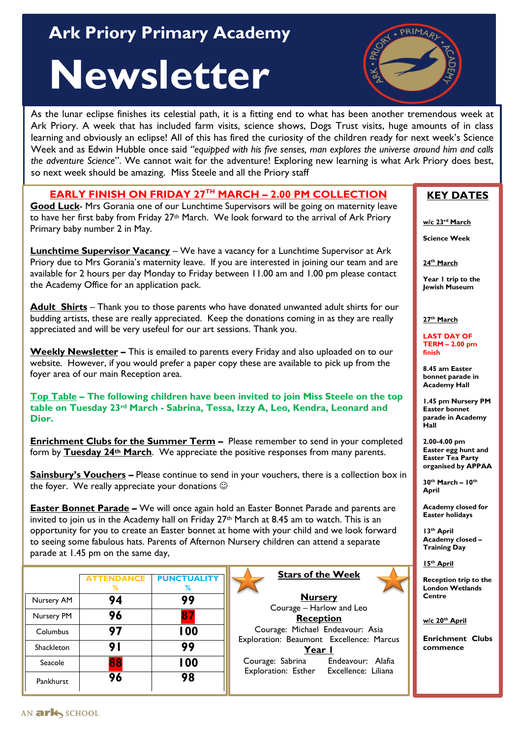# Ark Priory Primary Academy

# Newsletter

As the lunar eclipse finishes its celestial path, it is a fitting end to what has been another tremendous week at Ark Priory. A week that has included farm visits, science shows, Dogs Trust visits, huge amounts of in class learning and obviously an eclipse! All of this has fired the curiosity of the children ready for next week's Science Week and as Edwin Hubble once said *"equipped with his five senses, man explores the universe around him and calls the adventure Science"*. We cannot wait for the adventure! Exploring new learning is what Ark Priory does best, so next week should be amazing. Miss Steele and all the Priory staff

**EARLY FINISH ON FRIDAY 27TH MARCH – 2.00 PM COLLECTION**

**Good Luck**- Mrs Gorania one of our Lunchtime Supervisors will be going on maternity leave to have her first baby from Friday 27th March. We look forward to the arrival of Ark Priory Primary baby number 2 in May.

**Lunchtime Supervisor Vacancy** – We have a vacancy for a Lunchtime Supervisor at Ark Priory due to Mrs Gorania's maternity leave. If you are interested in joining our team and are available for 2 hours per day Monday to Friday between 11.00 am and 1.00 pm please contact the Academy Office for an application pack.

**Adult Shirts** – Thank you to those parents who have donated unwanted adult shirts for our budding artists, these are really appreciated. Keep the donations coming in as they are really appreciated and will be very useful for our art sessions. Thank you.

**Weekly Newsletter –** This is emailed to parents every Friday and also uploaded on to our website. However, if you would prefer a paper copy these are available to pick up from the foyer area of our main Reception area.

**Top Table – The following children have been invited to join Miss Steele on the top table on Tuesday 23rd March - Sabrina, Tessa, Izzy A, Leo, Kendra, Leonard and Dior.**

**Enrichment Clubs for the Summer Term –** Please remember to send in your completed form by **Tuesday 24th March**. We appreciate the positive responses from many parents.

**Sainsbury's Vouchers –** Please continue to send in your vouchers, there is a collection box in the foyer. We really appreciate your donations ☺

**Easter Bonnet Parade –** We will once again hold an Easter Bonnet Parade and parents are invited to join us in the Academy hall on Friday 27th March at 8.45 am to watch. This is an opportunity for you to create an Easter bonnet at home with your child and we look forward to seeing some fabulous hats. Parents of Afternon Nursery children can attend a separate parade at 1.45 pm on the same day,

| | ATTENDANCE % | PUNCTUALITY % |
|---|---|---|
| Nursery AM | 94 | 99 |
| Nursery PM | 96 | 87 |
| Columbus | 97 | 100 |
| Shackleton | 91 | 99 |
| Seacole | 88 | 100 |
| Pankhurst | 96 | 98 |

## Stars of the Week

**Nursery**
Courage – Harlow and Leo

**Reception**
Courage: Michael Endeavour: Asia
Exploration: Beaumont Excellence: Marcus

**Year 1**
Courage: Sabrina Endeavour: Alafia
Exploration: Esther Excellence: Liliana

## KEY DATES

**w/c 23rd March**
Science Week

**24th March**
Year 1 trip to the Jewish Museum

**27th March**
**LAST DAY OF TERM – 2.00 pm finish**

8.45 am Easter bonnet parade in Academy Hall

1.45 pm Nursery PM Easter bonnet parade in Academy Hall

2.00-4.00 pm Easter egg hunt and Easter Tea Party organised by APPAA

**30th March – 10th April**
Academy closed for Easter holidays

**13th April**
Academy closed – Training Day

**15th April**
Reception trip to the London Wetlands Centre

**w/c 20th April**
Enrichment Clubs commence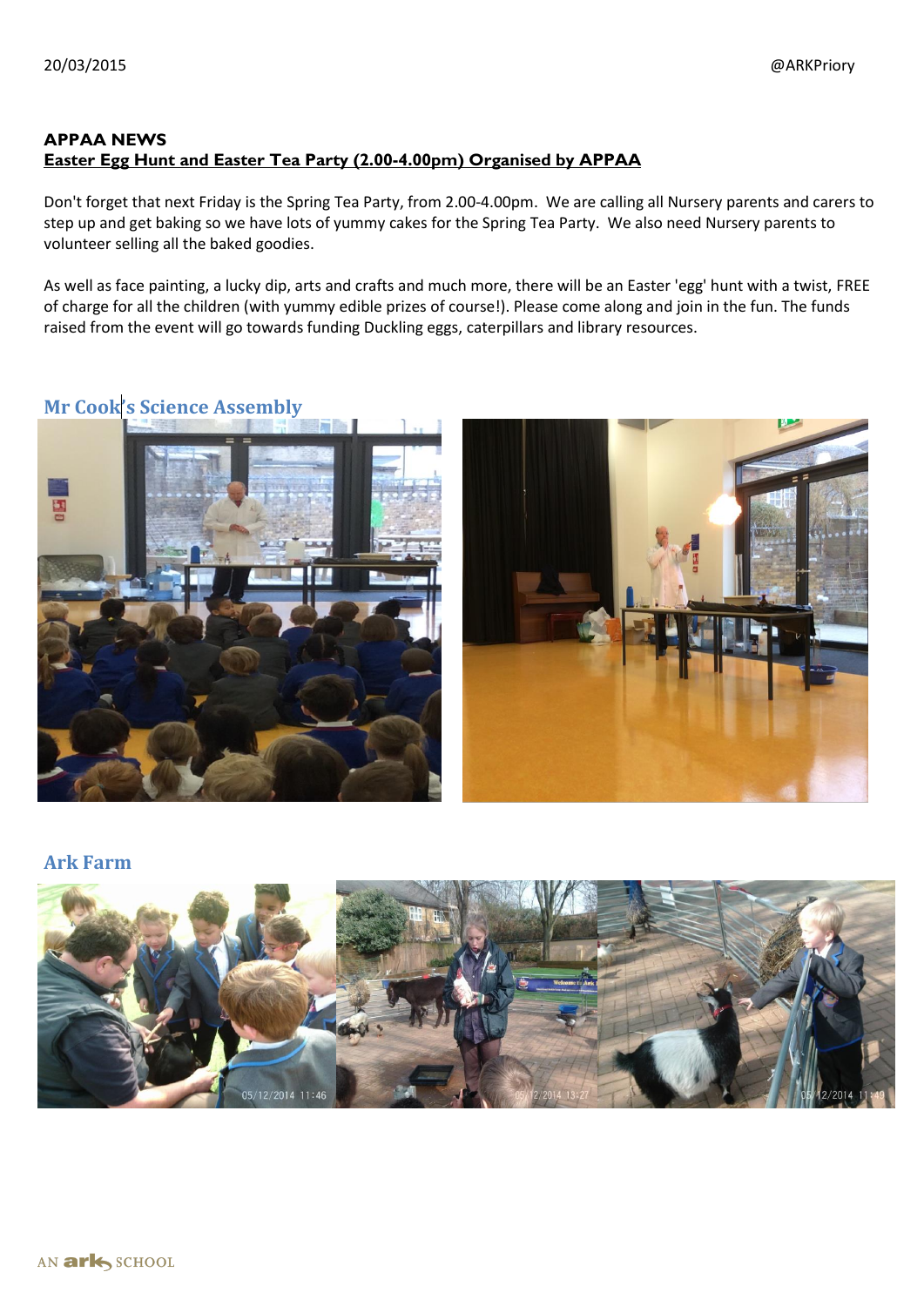## APPAA NEWS

**Easter Egg Hunt and Easter Tea Party (2.00-4.00pm) Organised by APPAA**

Don't forget that next Friday is the Spring Tea Party, from 2.00-4.00pm. We are calling all Nursery parents and carers to step up and get baking so we have lots of yummy cakes for the Spring Tea Party. We also need Nursery parents to volunteer selling all the baked goodies.

As well as face painting, a lucky dip, arts and crafts and much more, there will be an Easter 'egg' hunt with a twist, FREE of charge for all the children (with yummy edible prizes of course!). Please come along and join in the fun. The funds raised from the event will go towards funding Duckling eggs, caterpillars and library resources.

## Mr Cook's Science Assembly

## Ark Farm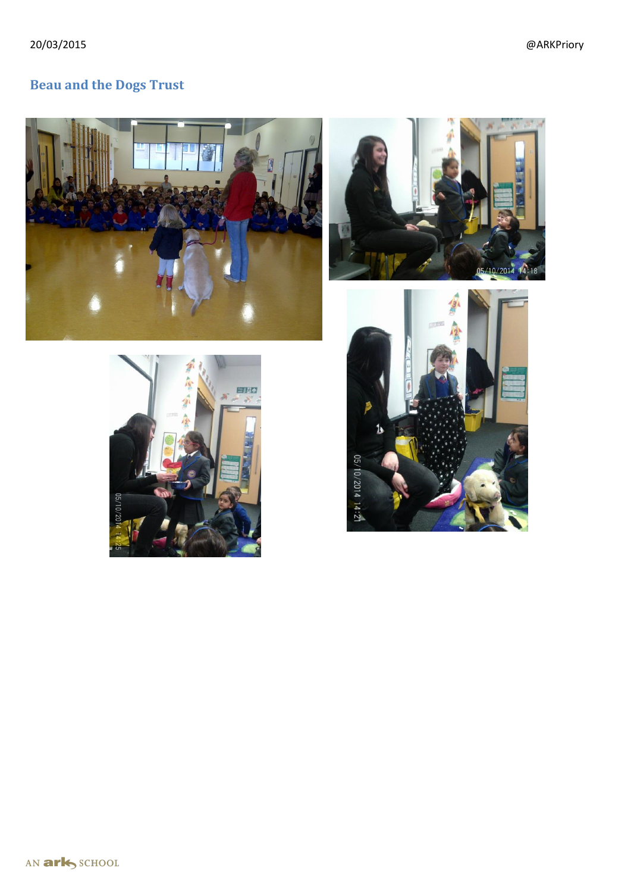## Beau and the Dogs Trust